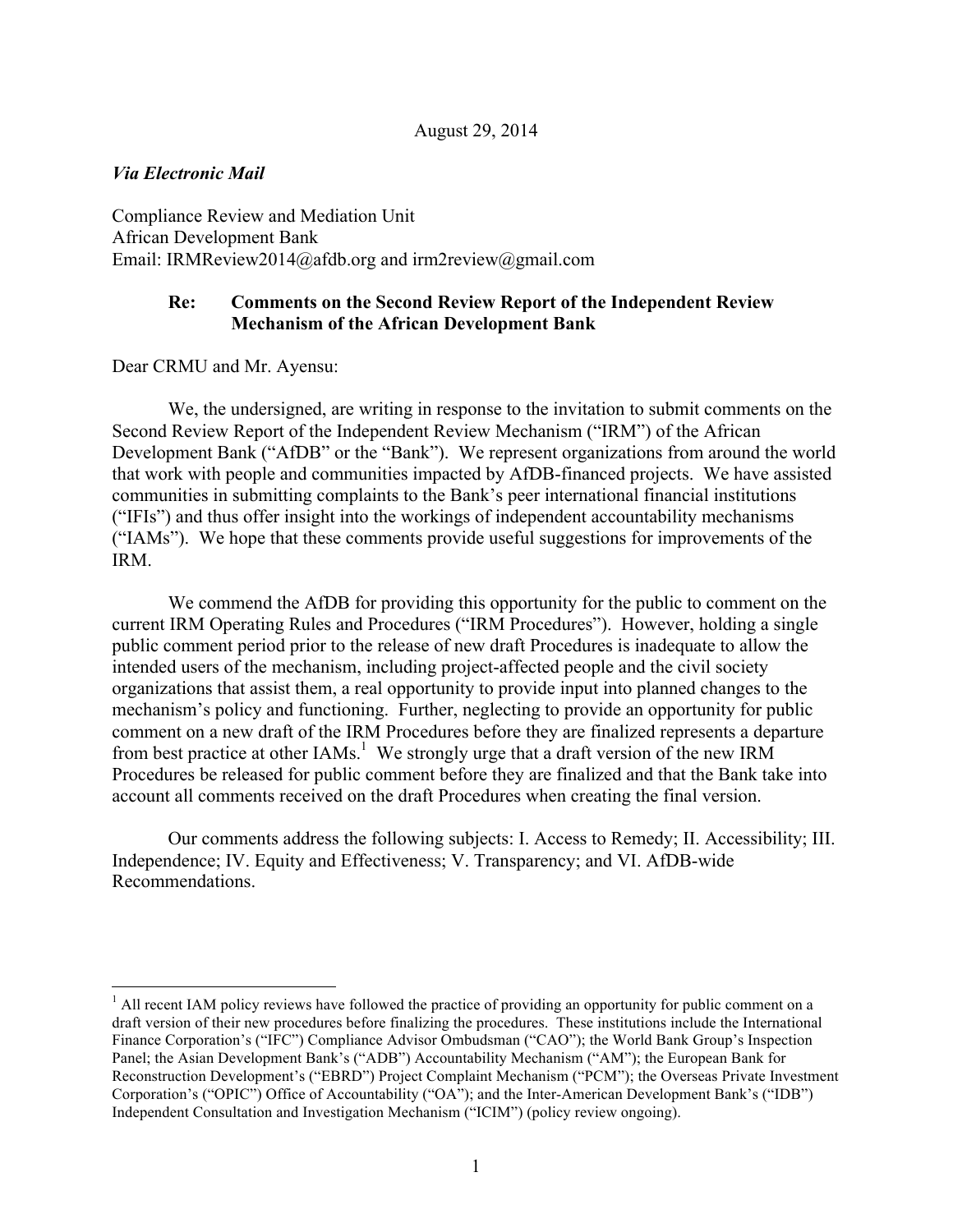August 29, 2014

*Via Electronic Mail*

Compliance Review and Mediation Unit
African Development Bank
Email: IRMReview2014@afdb.org and irm2review@gmail.com

**Re: Comments on the Second Review Report of the Independent Review Mechanism of the African Development Bank**

Dear CRMU and Mr. Ayensu:

We, the undersigned, are writing in response to the invitation to submit comments on the Second Review Report of the Independent Review Mechanism ("IRM") of the African Development Bank ("AfDB" or the "Bank"). We represent organizations from around the world that work with people and communities impacted by AfDB-financed projects. We have assisted communities in submitting complaints to the Bank's peer international financial institutions ("IFIs") and thus offer insight into the workings of independent accountability mechanisms ("IAMs"). We hope that these comments provide useful suggestions for improvements of the IRM.

We commend the AfDB for providing this opportunity for the public to comment on the current IRM Operating Rules and Procedures ("IRM Procedures"). However, holding a single public comment period prior to the release of new draft Procedures is inadequate to allow the intended users of the mechanism, including project-affected people and the civil society organizations that assist them, a real opportunity to provide input into planned changes to the mechanism's policy and functioning. Further, neglecting to provide an opportunity for public comment on a new draft of the IRM Procedures before they are finalized represents a departure from best practice at other IAMs.[1] We strongly urge that a draft version of the new IRM Procedures be released for public comment before they are finalized and that the Bank take into account all comments received on the draft Procedures when creating the final version.

Our comments address the following subjects: I. Access to Remedy; II. Accessibility; III. Independence; IV. Equity and Effectiveness; V. Transparency; and VI. AfDB-wide Recommendations.

---

[1] All recent IAM policy reviews have followed the practice of providing an opportunity for public comment on a draft version of their new procedures before finalizing the procedures. These institutions include the International Finance Corporation's ("IFC") Compliance Advisor Ombudsman ("CAO"); the World Bank Group's Inspection Panel; the Asian Development Bank's ("ADB") Accountability Mechanism ("AM"); the European Bank for Reconstruction Development's ("EBRD") Project Complaint Mechanism ("PCM"); the Overseas Private Investment Corporation's ("OPIC") Office of Accountability ("OA"); and the Inter-American Development Bank's ("IDB") Independent Consultation and Investigation Mechanism ("ICIM") (policy review ongoing).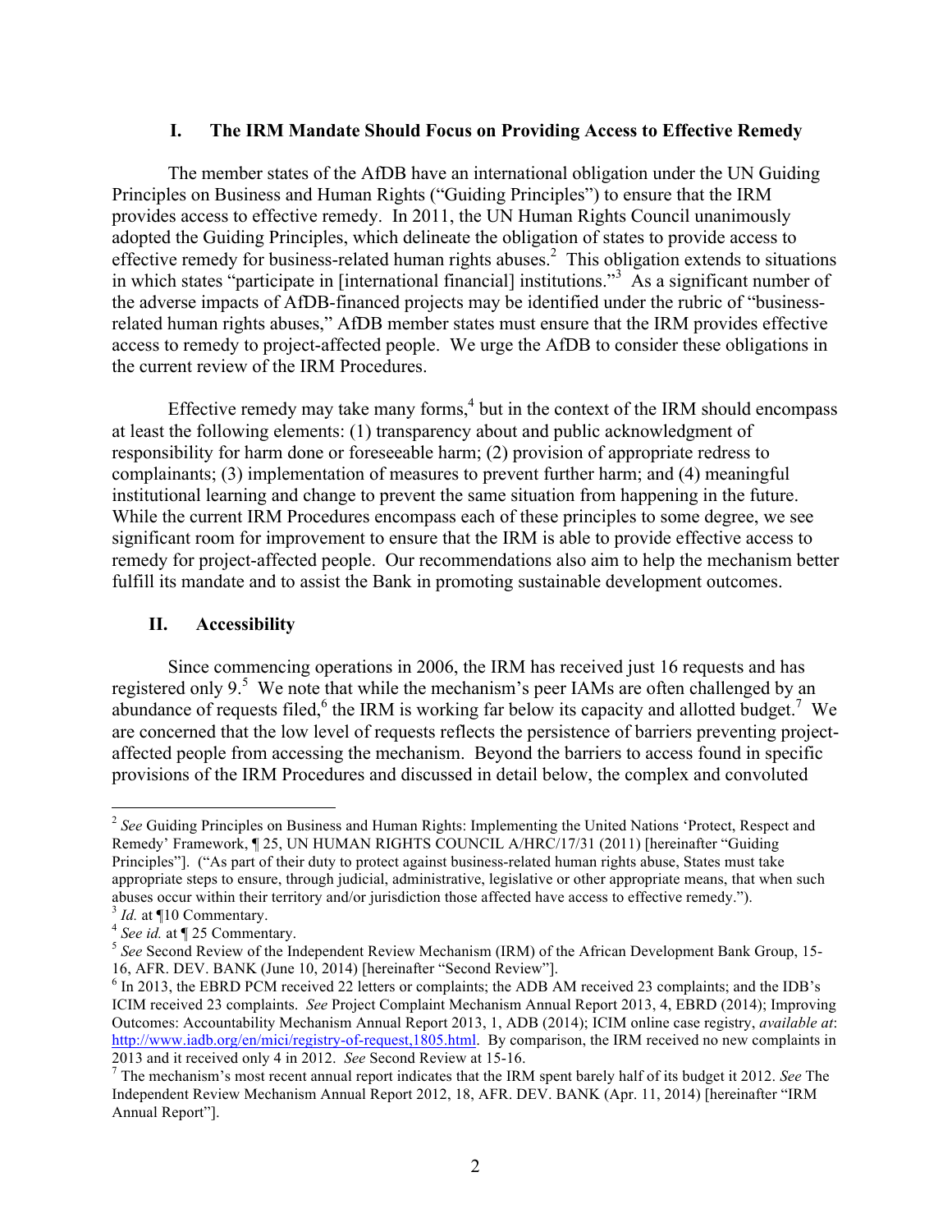## I. The IRM Mandate Should Focus on Providing Access to Effective Remedy

The member states of the AfDB have an international obligation under the UN Guiding Principles on Business and Human Rights ("Guiding Principles") to ensure that the IRM provides access to effective remedy. In 2011, the UN Human Rights Council unanimously adopted the Guiding Principles, which delineate the obligation of states to provide access to effective remedy for business-related human rights abuses.[2] This obligation extends to situations in which states "participate in [international financial] institutions."[3] As a significant number of the adverse impacts of AfDB-financed projects may be identified under the rubric of "business-related human rights abuses," AfDB member states must ensure that the IRM provides effective access to remedy to project-affected people. We urge the AfDB to consider these obligations in the current review of the IRM Procedures.

Effective remedy may take many forms,[4] but in the context of the IRM should encompass at least the following elements: (1) transparency about and public acknowledgment of responsibility for harm done or foreseeable harm; (2) provision of appropriate redress to complainants; (3) implementation of measures to prevent further harm; and (4) meaningful institutional learning and change to prevent the same situation from happening in the future. While the current IRM Procedures encompass each of these principles to some degree, we see significant room for improvement to ensure that the IRM is able to provide effective access to remedy for project-affected people. Our recommendations also aim to help the mechanism better fulfill its mandate and to assist the Bank in promoting sustainable development outcomes.

## II. Accessibility

Since commencing operations in 2006, the IRM has received just 16 requests and has registered only 9.[5] We note that while the mechanism's peer IAMs are often challenged by an abundance of requests filed,[6] the IRM is working far below its capacity and allotted budget.[7] We are concerned that the low level of requests reflects the persistence of barriers preventing project-affected people from accessing the mechanism. Beyond the barriers to access found in specific provisions of the IRM Procedures and discussed in detail below, the complex and convoluted

---

[2] *See* Guiding Principles on Business and Human Rights: Implementing the United Nations 'Protect, Respect and Remedy' Framework, ¶ 25, UN HUMAN RIGHTS COUNCIL A/HRC/17/31 (2011) [hereinafter "Guiding Principles"]. ("As part of their duty to protect against business-related human rights abuse, States must take appropriate steps to ensure, through judicial, administrative, legislative or other appropriate means, that when such abuses occur within their territory and/or jurisdiction those affected have access to effective remedy.").

[3] *Id.* at ¶10 Commentary.

[4] *See id.* at ¶ 25 Commentary.

[5] *See* Second Review of the Independent Review Mechanism (IRM) of the African Development Bank Group, 15-16, AFR. DEV. BANK (June 10, 2014) [hereinafter "Second Review"].

[6] In 2013, the EBRD PCM received 22 letters or complaints; the ADB AM received 23 complaints; and the IDB's ICIM received 23 complaints. *See* Project Complaint Mechanism Annual Report 2013, 4, EBRD (2014); Improving Outcomes: Accountability Mechanism Annual Report 2013, 1, ADB (2014); ICIM online case registry, *available at*: http://www.iadb.org/en/mici/registry-of-request,1805.html. By comparison, the IRM received no new complaints in 2013 and it received only 4 in 2012. *See* Second Review at 15-16.

[7] The mechanism's most recent annual report indicates that the IRM spent barely half of its budget it 2012. *See* The Independent Review Mechanism Annual Report 2012, 18, AFR. DEV. BANK (Apr. 11, 2014) [hereinafter "IRM Annual Report"].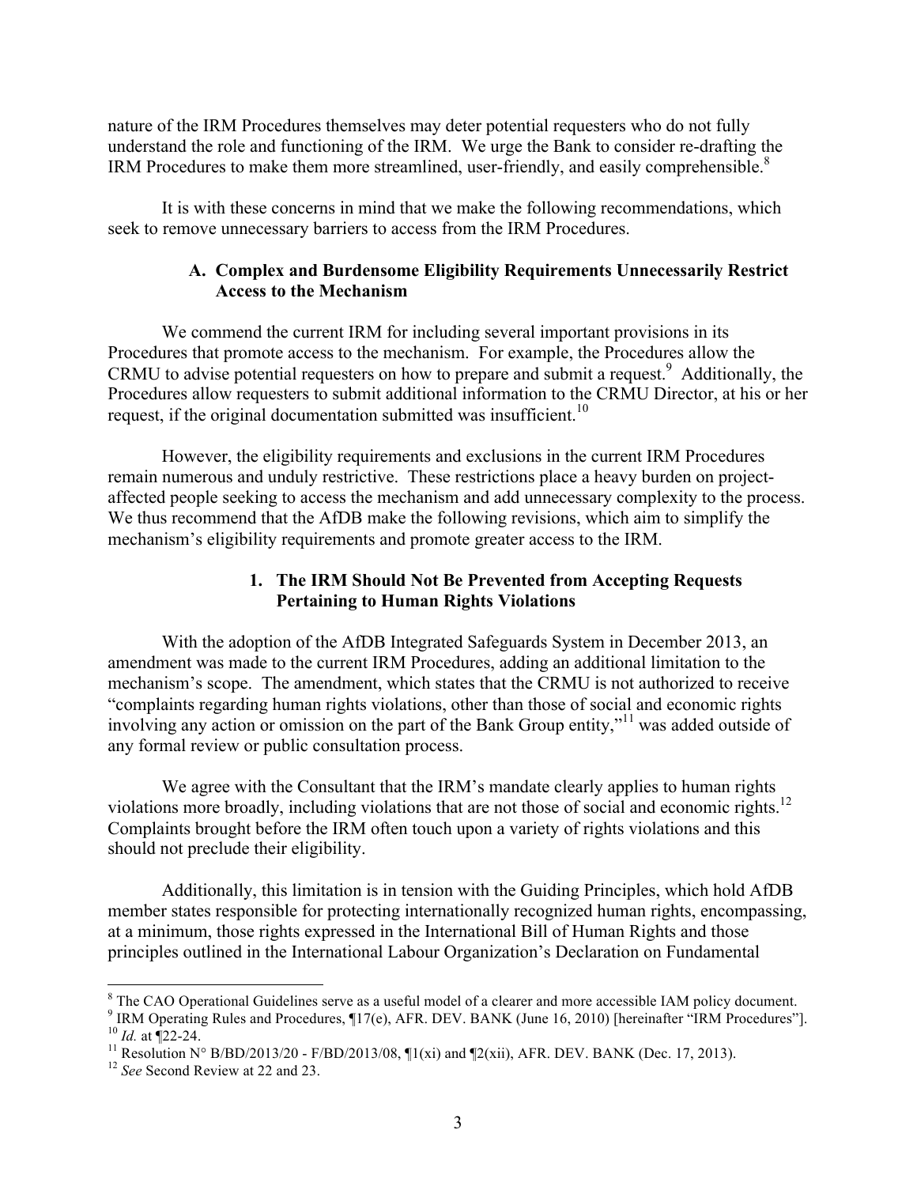nature of the IRM Procedures themselves may deter potential requesters who do not fully understand the role and functioning of the IRM. We urge the Bank to consider re-drafting the IRM Procedures to make them more streamlined, user-friendly, and easily comprehensible.[8]

It is with these concerns in mind that we make the following recommendations, which seek to remove unnecessary barriers to access from the IRM Procedures.

### A. Complex and Burdensome Eligibility Requirements Unnecessarily Restrict Access to the Mechanism

We commend the current IRM for including several important provisions in its Procedures that promote access to the mechanism. For example, the Procedures allow the CRMU to advise potential requesters on how to prepare and submit a request.[9] Additionally, the Procedures allow requesters to submit additional information to the CRMU Director, at his or her request, if the original documentation submitted was insufficient.[10]

However, the eligibility requirements and exclusions in the current IRM Procedures remain numerous and unduly restrictive. These restrictions place a heavy burden on project-affected people seeking to access the mechanism and add unnecessary complexity to the process. We thus recommend that the AfDB make the following revisions, which aim to simplify the mechanism's eligibility requirements and promote greater access to the IRM.

#### 1. The IRM Should Not Be Prevented from Accepting Requests Pertaining to Human Rights Violations

With the adoption of the AfDB Integrated Safeguards System in December 2013, an amendment was made to the current IRM Procedures, adding an additional limitation to the mechanism's scope. The amendment, which states that the CRMU is not authorized to receive "complaints regarding human rights violations, other than those of social and economic rights involving any action or omission on the part of the Bank Group entity,"[11] was added outside of any formal review or public consultation process.

We agree with the Consultant that the IRM's mandate clearly applies to human rights violations more broadly, including violations that are not those of social and economic rights.[12] Complaints brought before the IRM often touch upon a variety of rights violations and this should not preclude their eligibility.

Additionally, this limitation is in tension with the Guiding Principles, which hold AfDB member states responsible for protecting internationally recognized human rights, encompassing, at a minimum, those rights expressed in the International Bill of Human Rights and those principles outlined in the International Labour Organization's Declaration on Fundamental

---

[8] The CAO Operational Guidelines serve as a useful model of a clearer and more accessible IAM policy document.

[9] IRM Operating Rules and Procedures, ¶17(e), AFR. DEV. BANK (June 16, 2010) [hereinafter "IRM Procedures"].

[10] *Id.* at ¶22-24.

[11] Resolution N° B/BD/2013/20 - F/BD/2013/08, ¶1(xi) and ¶2(xii), AFR. DEV. BANK (Dec. 17, 2013).

[12] *See* Second Review at 22 and 23.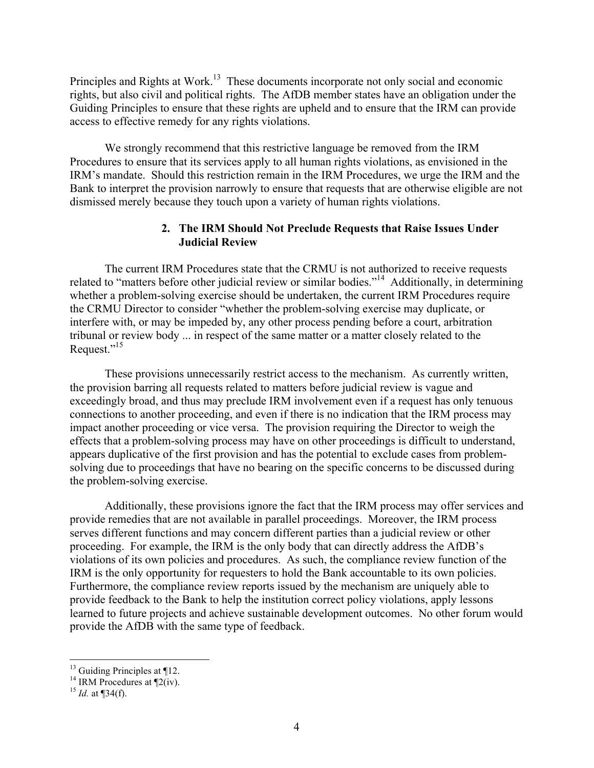Principles and Rights at Work.[13] These documents incorporate not only social and economic rights, but also civil and political rights. The AfDB member states have an obligation under the Guiding Principles to ensure that these rights are upheld and to ensure that the IRM can provide access to effective remedy for any rights violations.

We strongly recommend that this restrictive language be removed from the IRM Procedures to ensure that its services apply to all human rights violations, as envisioned in the IRM's mandate. Should this restriction remain in the IRM Procedures, we urge the IRM and the Bank to interpret the provision narrowly to ensure that requests that are otherwise eligible are not dismissed merely because they touch upon a variety of human rights violations.

### 2. The IRM Should Not Preclude Requests that Raise Issues Under Judicial Review

The current IRM Procedures state that the CRMU is not authorized to receive requests related to "matters before other judicial review or similar bodies."[14] Additionally, in determining whether a problem-solving exercise should be undertaken, the current IRM Procedures require the CRMU Director to consider "whether the problem-solving exercise may duplicate, or interfere with, or may be impeded by, any other process pending before a court, arbitration tribunal or review body ... in respect of the same matter or a matter closely related to the Request."[15]

These provisions unnecessarily restrict access to the mechanism. As currently written, the provision barring all requests related to matters before judicial review is vague and exceedingly broad, and thus may preclude IRM involvement even if a request has only tenuous connections to another proceeding, and even if there is no indication that the IRM process may impact another proceeding or vice versa. The provision requiring the Director to weigh the effects that a problem-solving process may have on other proceedings is difficult to understand, appears duplicative of the first provision and has the potential to exclude cases from problem-solving due to proceedings that have no bearing on the specific concerns to be discussed during the problem-solving exercise.

Additionally, these provisions ignore the fact that the IRM process may offer services and provide remedies that are not available in parallel proceedings. Moreover, the IRM process serves different functions and may concern different parties than a judicial review or other proceeding. For example, the IRM is the only body that can directly address the AfDB's violations of its own policies and procedures. As such, the compliance review function of the IRM is the only opportunity for requesters to hold the Bank accountable to its own policies. Furthermore, the compliance review reports issued by the mechanism are uniquely able to provide feedback to the Bank to help the institution correct policy violations, apply lessons learned to future projects and achieve sustainable development outcomes. No other forum would provide the AfDB with the same type of feedback.

---

[13] Guiding Principles at ¶12.

[14] IRM Procedures at ¶2(iv).

[15] *Id.* at ¶34(f).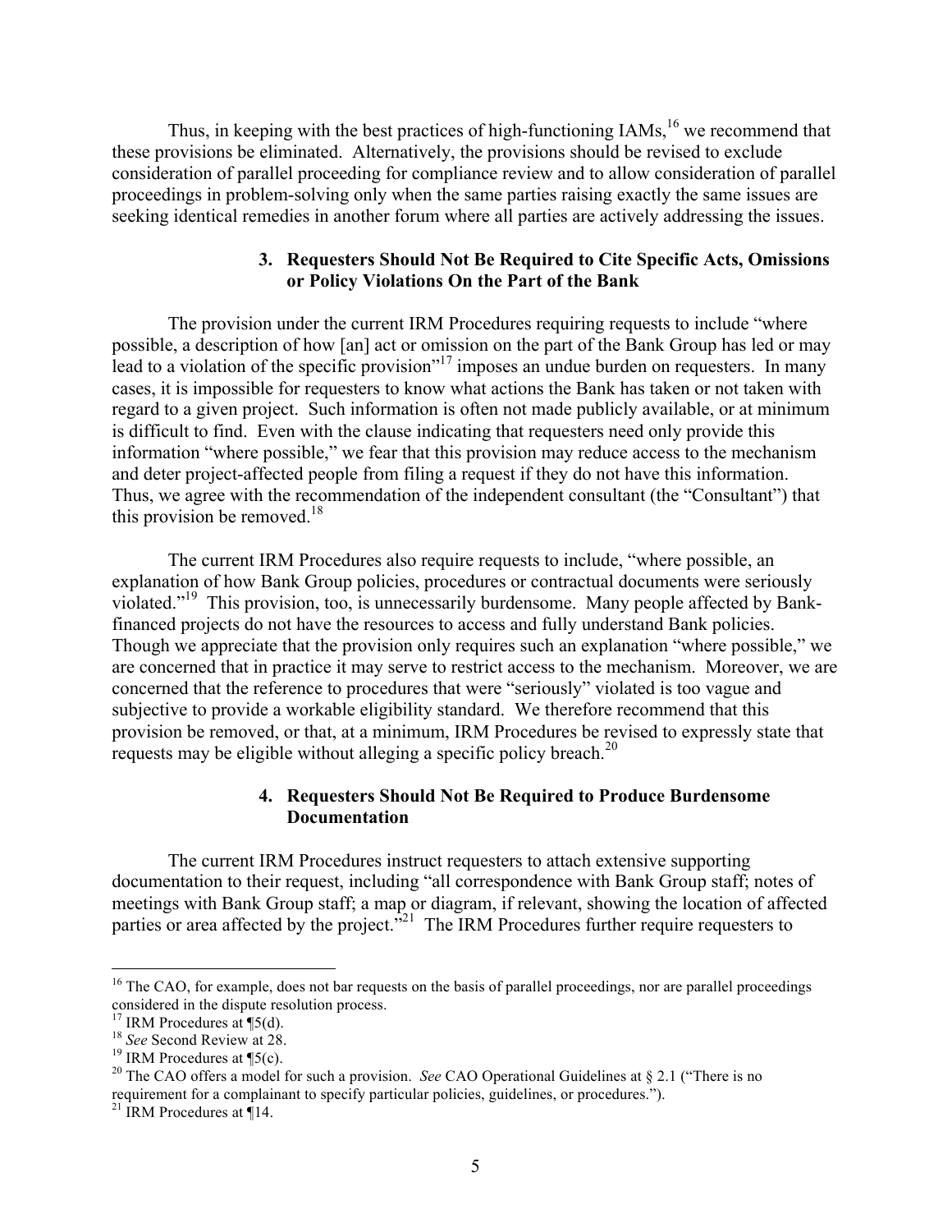Thus, in keeping with the best practices of high-functioning IAMs,[16] we recommend that these provisions be eliminated. Alternatively, the provisions should be revised to exclude consideration of parallel proceeding for compliance review and to allow consideration of parallel proceedings in problem-solving only when the same parties raising exactly the same issues are seeking identical remedies in another forum where all parties are actively addressing the issues.

### 3. Requesters Should Not Be Required to Cite Specific Acts, Omissions or Policy Violations On the Part of the Bank

The provision under the current IRM Procedures requiring requests to include "where possible, a description of how [an] act or omission on the part of the Bank Group has led or may lead to a violation of the specific provision"[17] imposes an undue burden on requesters. In many cases, it is impossible for requesters to know what actions the Bank has taken or not taken with regard to a given project. Such information is often not made publicly available, or at minimum is difficult to find. Even with the clause indicating that requesters need only provide this information "where possible," we fear that this provision may reduce access to the mechanism and deter project-affected people from filing a request if they do not have this information. Thus, we agree with the recommendation of the independent consultant (the "Consultant") that this provision be removed.[18]

The current IRM Procedures also require requests to include, "where possible, an explanation of how Bank Group policies, procedures or contractual documents were seriously violated."[19] This provision, too, is unnecessarily burdensome. Many people affected by Bank-financed projects do not have the resources to access and fully understand Bank policies. Though we appreciate that the provision only requires such an explanation "where possible," we are concerned that in practice it may serve to restrict access to the mechanism. Moreover, we are concerned that the reference to procedures that were "seriously" violated is too vague and subjective to provide a workable eligibility standard. We therefore recommend that this provision be removed, or that, at a minimum, IRM Procedures be revised to expressly state that requests may be eligible without alleging a specific policy breach.[20]

### 4. Requesters Should Not Be Required to Produce Burdensome Documentation

The current IRM Procedures instruct requesters to attach extensive supporting documentation to their request, including "all correspondence with Bank Group staff; notes of meetings with Bank Group staff; a map or diagram, if relevant, showing the location of affected parties or area affected by the project."[21] The IRM Procedures further require requesters to

---

[16] The CAO, for example, does not bar requests on the basis of parallel proceedings, nor are parallel proceedings considered in the dispute resolution process.

[17] IRM Procedures at ¶5(d).

[18] *See* Second Review at 28.

[19] IRM Procedures at ¶5(c).

[20] The CAO offers a model for such a provision. *See* CAO Operational Guidelines at § 2.1 ("There is no requirement for a complainant to specify particular policies, guidelines, or procedures.").

[21] IRM Procedures at ¶14.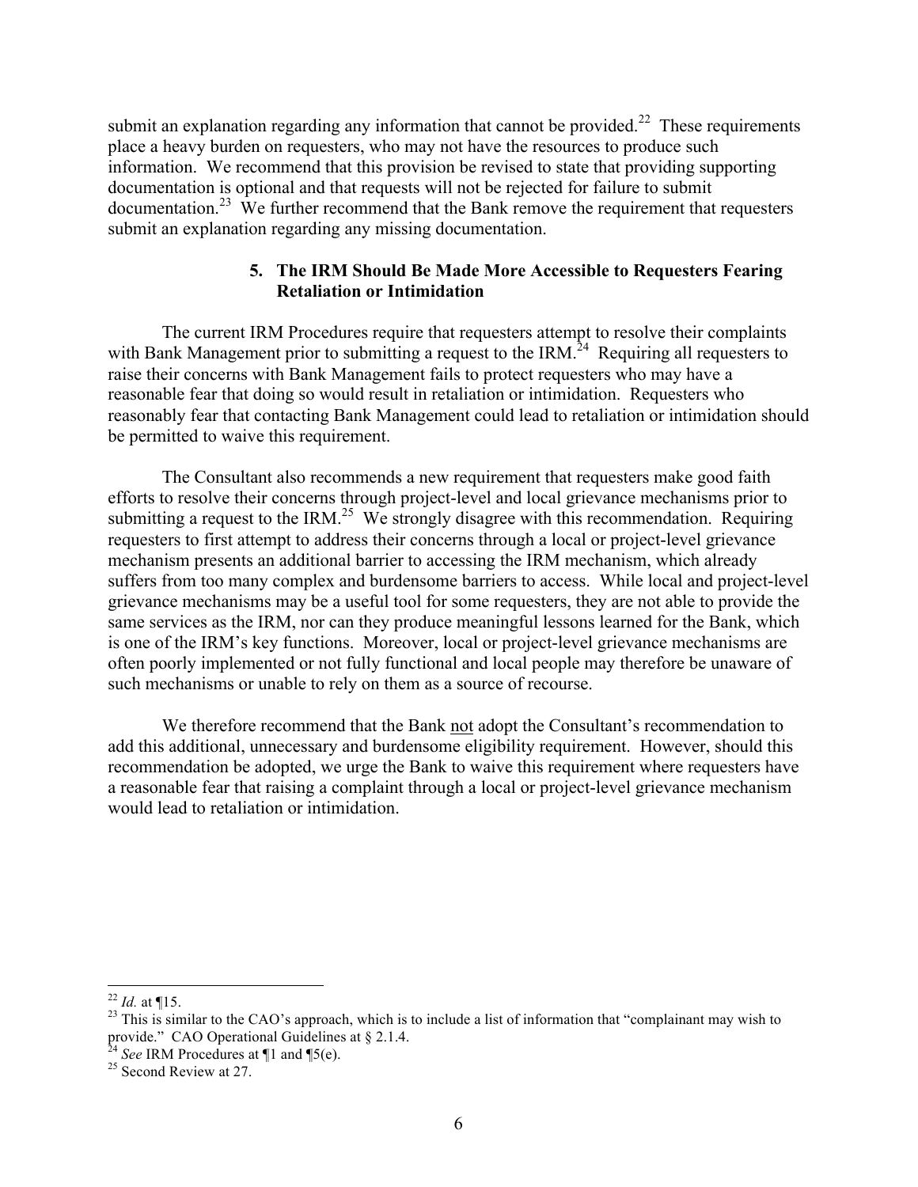submit an explanation regarding any information that cannot be provided.[22] These requirements place a heavy burden on requesters, who may not have the resources to produce such information. We recommend that this provision be revised to state that providing supporting documentation is optional and that requests will not be rejected for failure to submit documentation.[23] We further recommend that the Bank remove the requirement that requesters submit an explanation regarding any missing documentation.

### 5. The IRM Should Be Made More Accessible to Requesters Fearing Retaliation or Intimidation

The current IRM Procedures require that requesters attempt to resolve their complaints with Bank Management prior to submitting a request to the IRM.[24] Requiring all requesters to raise their concerns with Bank Management fails to protect requesters who may have a reasonable fear that doing so would result in retaliation or intimidation. Requesters who reasonably fear that contacting Bank Management could lead to retaliation or intimidation should be permitted to waive this requirement.

The Consultant also recommends a new requirement that requesters make good faith efforts to resolve their concerns through project-level and local grievance mechanisms prior to submitting a request to the IRM.[25] We strongly disagree with this recommendation. Requiring requesters to first attempt to address their concerns through a local or project-level grievance mechanism presents an additional barrier to accessing the IRM mechanism, which already suffers from too many complex and burdensome barriers to access. While local and project-level grievance mechanisms may be a useful tool for some requesters, they are not able to provide the same services as the IRM, nor can they produce meaningful lessons learned for the Bank, which is one of the IRM's key functions. Moreover, local or project-level grievance mechanisms are often poorly implemented or not fully functional and local people may therefore be unaware of such mechanisms or unable to rely on them as a source of recourse.

We therefore recommend that the Bank not adopt the Consultant's recommendation to add this additional, unnecessary and burdensome eligibility requirement. However, should this recommendation be adopted, we urge the Bank to waive this requirement where requesters have a reasonable fear that raising a complaint through a local or project-level grievance mechanism would lead to retaliation or intimidation.

---

[22] *Id.* at ¶15.

[23] This is similar to the CAO's approach, which is to include a list of information that "complainant may wish to provide." CAO Operational Guidelines at § 2.1.4.

[24] *See* IRM Procedures at ¶1 and ¶5(e).

[25] Second Review at 27.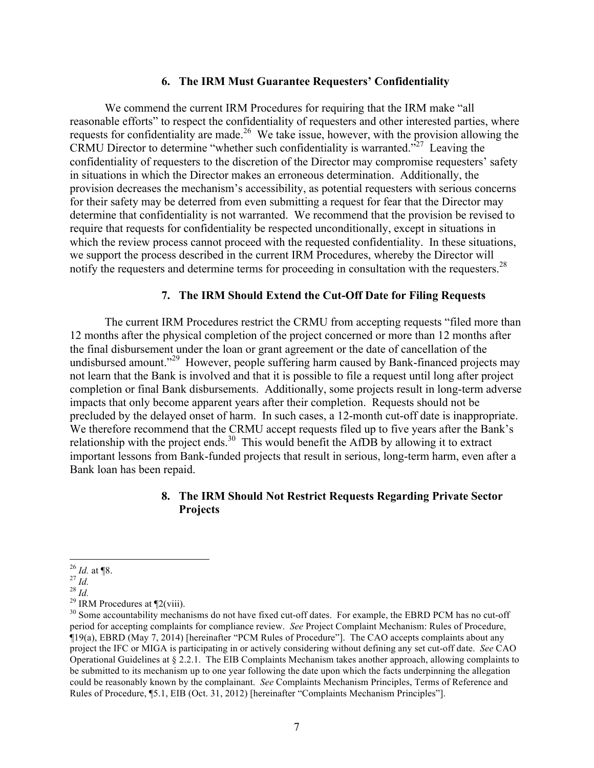### 6. The IRM Must Guarantee Requesters' Confidentiality

We commend the current IRM Procedures for requiring that the IRM make "all reasonable efforts" to respect the confidentiality of requesters and other interested parties, where requests for confidentiality are made.[26] We take issue, however, with the provision allowing the CRMU Director to determine "whether such confidentiality is warranted."[27] Leaving the confidentiality of requesters to the discretion of the Director may compromise requesters' safety in situations in which the Director makes an erroneous determination. Additionally, the provision decreases the mechanism's accessibility, as potential requesters with serious concerns for their safety may be deterred from even submitting a request for fear that the Director may determine that confidentiality is not warranted. We recommend that the provision be revised to require that requests for confidentiality be respected unconditionally, except in situations in which the review process cannot proceed with the requested confidentiality. In these situations, we support the process described in the current IRM Procedures, whereby the Director will notify the requesters and determine terms for proceeding in consultation with the requesters.[28]

### 7. The IRM Should Extend the Cut-Off Date for Filing Requests

The current IRM Procedures restrict the CRMU from accepting requests "filed more than 12 months after the physical completion of the project concerned or more than 12 months after the final disbursement under the loan or grant agreement or the date of cancellation of the undisbursed amount."[29] However, people suffering harm caused by Bank-financed projects may not learn that the Bank is involved and that it is possible to file a request until long after project completion or final Bank disbursements. Additionally, some projects result in long-term adverse impacts that only become apparent years after their completion. Requests should not be precluded by the delayed onset of harm. In such cases, a 12-month cut-off date is inappropriate. We therefore recommend that the CRMU accept requests filed up to five years after the Bank's relationship with the project ends.[30] This would benefit the AfDB by allowing it to extract important lessons from Bank-funded projects that result in serious, long-term harm, even after a Bank loan has been repaid.

### 8. The IRM Should Not Restrict Requests Regarding Private Sector Projects

---

[26] *Id.* at ¶8.

[27] *Id.*

[28] *Id.*

[29] IRM Procedures at ¶2(viii).

[30] Some accountability mechanisms do not have fixed cut-off dates. For example, the EBRD PCM has no cut-off period for accepting complaints for compliance review. *See* Project Complaint Mechanism: Rules of Procedure, ¶19(a), EBRD (May 7, 2014) [hereinafter "PCM Rules of Procedure"]. The CAO accepts complaints about any project the IFC or MIGA is participating in or actively considering without defining any set cut-off date. *See* CAO Operational Guidelines at § 2.2.1. The EIB Complaints Mechanism takes another approach, allowing complaints to be submitted to its mechanism up to one year following the date upon which the facts underpinning the allegation could be reasonably known by the complainant. *See* Complaints Mechanism Principles, Terms of Reference and Rules of Procedure, ¶5.1, EIB (Oct. 31, 2012) [hereinafter "Complaints Mechanism Principles"].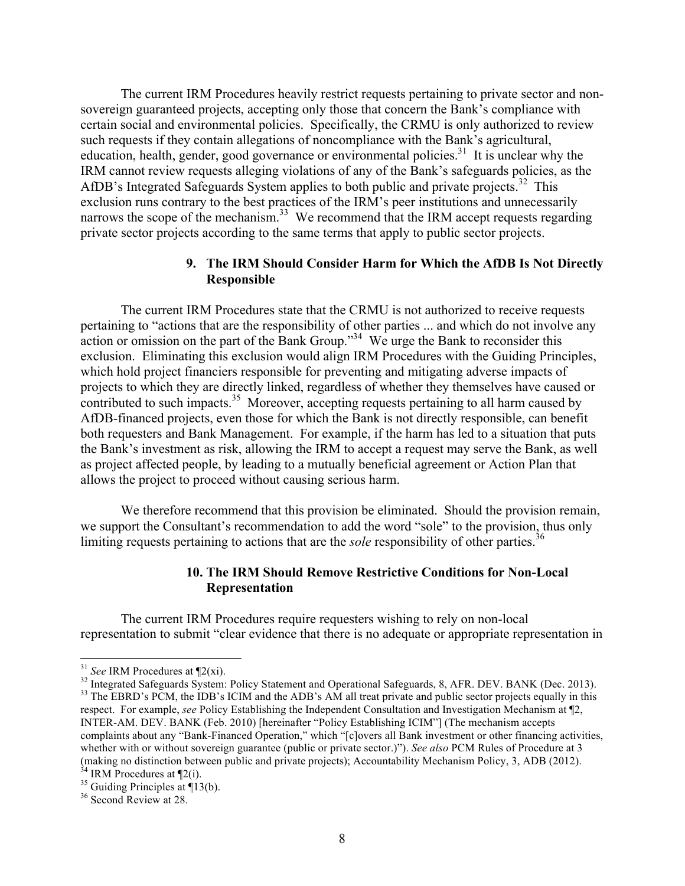The current IRM Procedures heavily restrict requests pertaining to private sector and non-sovereign guaranteed projects, accepting only those that concern the Bank's compliance with certain social and environmental policies. Specifically, the CRMU is only authorized to review such requests if they contain allegations of noncompliance with the Bank's agricultural, education, health, gender, good governance or environmental policies.[31] It is unclear why the IRM cannot review requests alleging violations of any of the Bank's safeguards policies, as the AfDB's Integrated Safeguards System applies to both public and private projects.[32] This exclusion runs contrary to the best practices of the IRM's peer institutions and unnecessarily narrows the scope of the mechanism.[33] We recommend that the IRM accept requests regarding private sector projects according to the same terms that apply to public sector projects.

### 9. The IRM Should Consider Harm for Which the AfDB Is Not Directly Responsible

The current IRM Procedures state that the CRMU is not authorized to receive requests pertaining to "actions that are the responsibility of other parties ... and which do not involve any action or omission on the part of the Bank Group."[34] We urge the Bank to reconsider this exclusion. Eliminating this exclusion would align IRM Procedures with the Guiding Principles, which hold project financiers responsible for preventing and mitigating adverse impacts of projects to which they are directly linked, regardless of whether they themselves have caused or contributed to such impacts.[35] Moreover, accepting requests pertaining to all harm caused by AfDB-financed projects, even those for which the Bank is not directly responsible, can benefit both requesters and Bank Management. For example, if the harm has led to a situation that puts the Bank's investment as risk, allowing the IRM to accept a request may serve the Bank, as well as project affected people, by leading to a mutually beneficial agreement or Action Plan that allows the project to proceed without causing serious harm.

We therefore recommend that this provision be eliminated. Should the provision remain, we support the Consultant's recommendation to add the word "sole" to the provision, thus only limiting requests pertaining to actions that are the *sole* responsibility of other parties.[36]

### 10. The IRM Should Remove Restrictive Conditions for Non-Local Representation

The current IRM Procedures require requesters wishing to rely on non-local representation to submit "clear evidence that there is no adequate or appropriate representation in

---

[31] *See* IRM Procedures at ¶2(xi).

[32] Integrated Safeguards System: Policy Statement and Operational Safeguards, 8, AFR. DEV. BANK (Dec. 2013).

[33] The EBRD's PCM, the IDB's ICIM and the ADB's AM all treat private and public sector projects equally in this respect. For example, *see* Policy Establishing the Independent Consultation and Investigation Mechanism at ¶2, INTER-AM. DEV. BANK (Feb. 2010) [hereinafter "Policy Establishing ICIM"] (The mechanism accepts complaints about any "Bank-Financed Operation," which "[c]overs all Bank investment or other financing activities, whether with or without sovereign guarantee (public or private sector.)"). *See also* PCM Rules of Procedure at 3 (making no distinction between public and private projects); Accountability Mechanism Policy, 3, ADB (2012).

[34] IRM Procedures at ¶2(i).

[35] Guiding Principles at ¶13(b).

[36] Second Review at 28.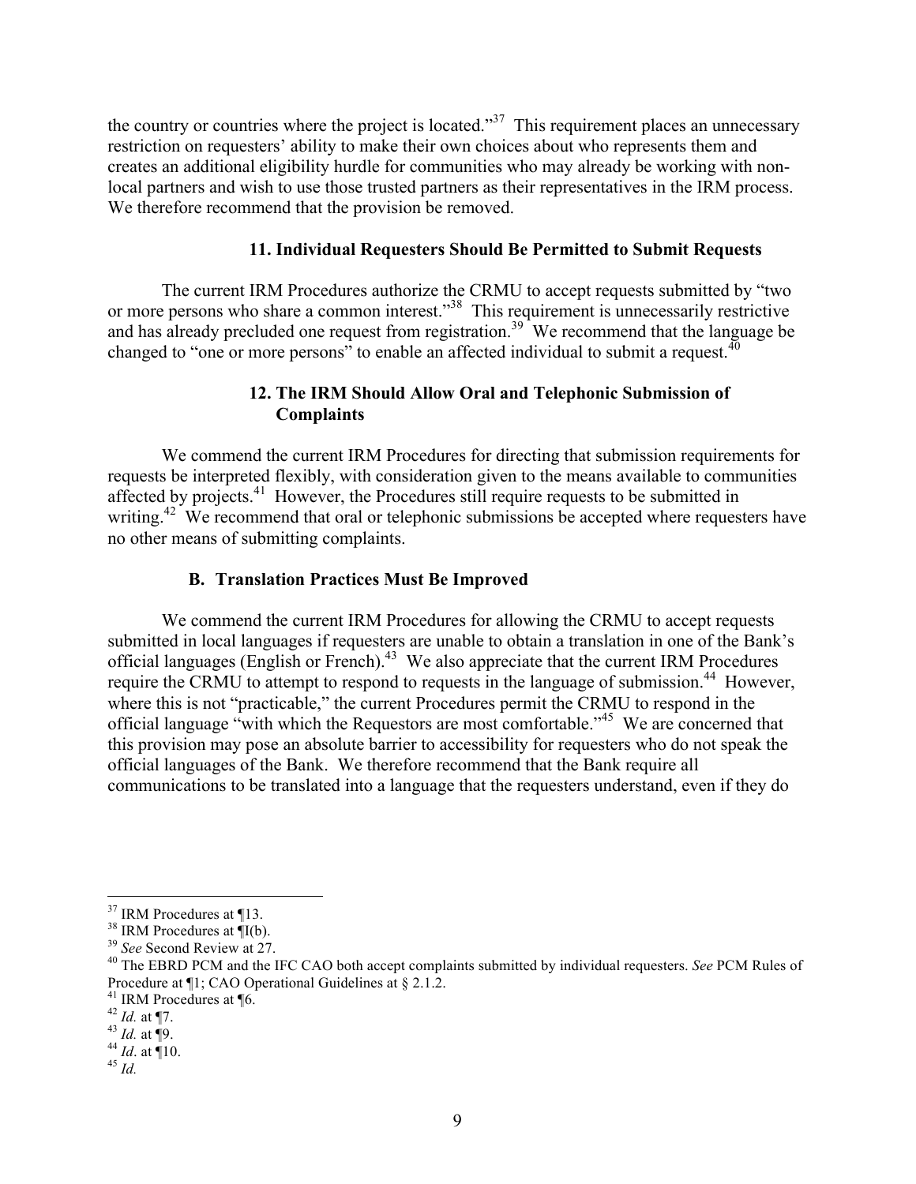the country or countries where the project is located."[37] This requirement places an unnecessary restriction on requesters' ability to make their own choices about who represents them and creates an additional eligibility hurdle for communities who may already be working with non-local partners and wish to use those trusted partners as their representatives in the IRM process. We therefore recommend that the provision be removed.

### 11. Individual Requesters Should Be Permitted to Submit Requests

The current IRM Procedures authorize the CRMU to accept requests submitted by "two or more persons who share a common interest."[38] This requirement is unnecessarily restrictive and has already precluded one request from registration.[39] We recommend that the language be changed to "one or more persons" to enable an affected individual to submit a request.[40]

### 12. The IRM Should Allow Oral and Telephonic Submission of Complaints

We commend the current IRM Procedures for directing that submission requirements for requests be interpreted flexibly, with consideration given to the means available to communities affected by projects.[41] However, the Procedures still require requests to be submitted in writing.[42] We recommend that oral or telephonic submissions be accepted where requesters have no other means of submitting complaints.

## B. Translation Practices Must Be Improved

We commend the current IRM Procedures for allowing the CRMU to accept requests submitted in local languages if requesters are unable to obtain a translation in one of the Bank's official languages (English or French).[43] We also appreciate that the current IRM Procedures require the CRMU to attempt to respond to requests in the language of submission.[44] However, where this is not "practicable," the current Procedures permit the CRMU to respond in the official language "with which the Requestors are most comfortable."[45] We are concerned that this provision may pose an absolute barrier to accessibility for requesters who do not speak the official languages of the Bank. We therefore recommend that the Bank require all communications to be translated into a language that the requesters understand, even if they do

---

[37] IRM Procedures at ¶13.

[38] IRM Procedures at ¶I(b).

[39] *See* Second Review at 27.

[40] The EBRD PCM and the IFC CAO both accept complaints submitted by individual requesters. *See* PCM Rules of Procedure at ¶1; CAO Operational Guidelines at § 2.1.2.

[41] IRM Procedures at ¶6.

[42] *Id.* at ¶7.

[43] *Id.* at ¶9.

[44] *Id*. at ¶10.

[45] *Id.*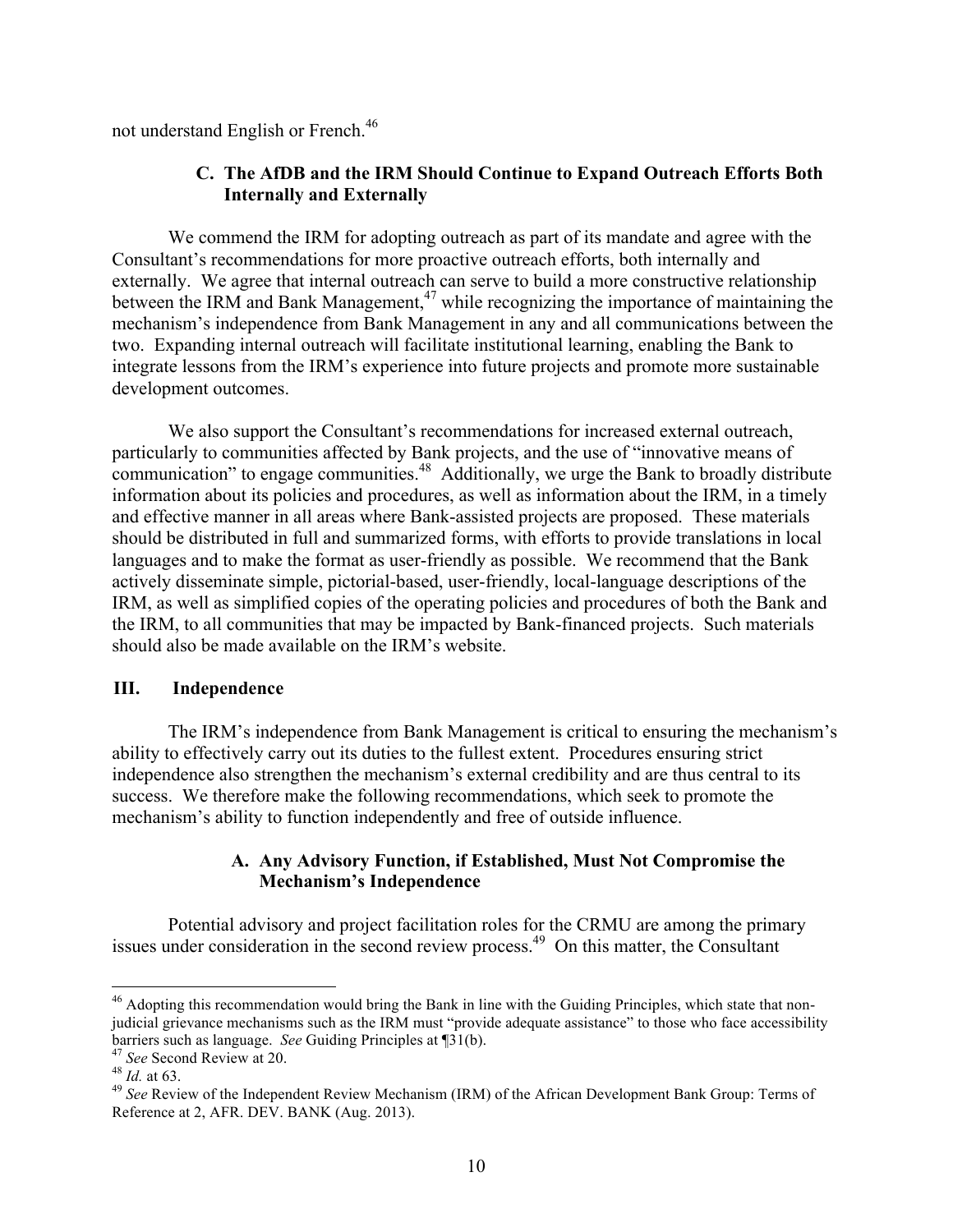not understand English or French.[46]

### C. The AfDB and the IRM Should Continue to Expand Outreach Efforts Both Internally and Externally

We commend the IRM for adopting outreach as part of its mandate and agree with the Consultant's recommendations for more proactive outreach efforts, both internally and externally. We agree that internal outreach can serve to build a more constructive relationship between the IRM and Bank Management,[47] while recognizing the importance of maintaining the mechanism's independence from Bank Management in any and all communications between the two. Expanding internal outreach will facilitate institutional learning, enabling the Bank to integrate lessons from the IRM's experience into future projects and promote more sustainable development outcomes.

We also support the Consultant's recommendations for increased external outreach, particularly to communities affected by Bank projects, and the use of "innovative means of communication" to engage communities.[48] Additionally, we urge the Bank to broadly distribute information about its policies and procedures, as well as information about the IRM, in a timely and effective manner in all areas where Bank-assisted projects are proposed. These materials should be distributed in full and summarized forms, with efforts to provide translations in local languages and to make the format as user-friendly as possible. We recommend that the Bank actively disseminate simple, pictorial-based, user-friendly, local-language descriptions of the IRM, as well as simplified copies of the operating policies and procedures of both the Bank and the IRM, to all communities that may be impacted by Bank-financed projects. Such materials should also be made available on the IRM's website.

## III. Independence

The IRM's independence from Bank Management is critical to ensuring the mechanism's ability to effectively carry out its duties to the fullest extent. Procedures ensuring strict independence also strengthen the mechanism's external credibility and are thus central to its success. We therefore make the following recommendations, which seek to promote the mechanism's ability to function independently and free of outside influence.

### A. Any Advisory Function, if Established, Must Not Compromise the Mechanism's Independence

Potential advisory and project facilitation roles for the CRMU are among the primary issues under consideration in the second review process.[49] On this matter, the Consultant

---

[46] Adopting this recommendation would bring the Bank in line with the Guiding Principles, which state that non-judicial grievance mechanisms such as the IRM must "provide adequate assistance" to those who face accessibility barriers such as language. *See* Guiding Principles at ¶31(b).

[47] *See* Second Review at 20.

[48] *Id.* at 63.

[49] *See* Review of the Independent Review Mechanism (IRM) of the African Development Bank Group: Terms of Reference at 2, AFR. DEV. BANK (Aug. 2013).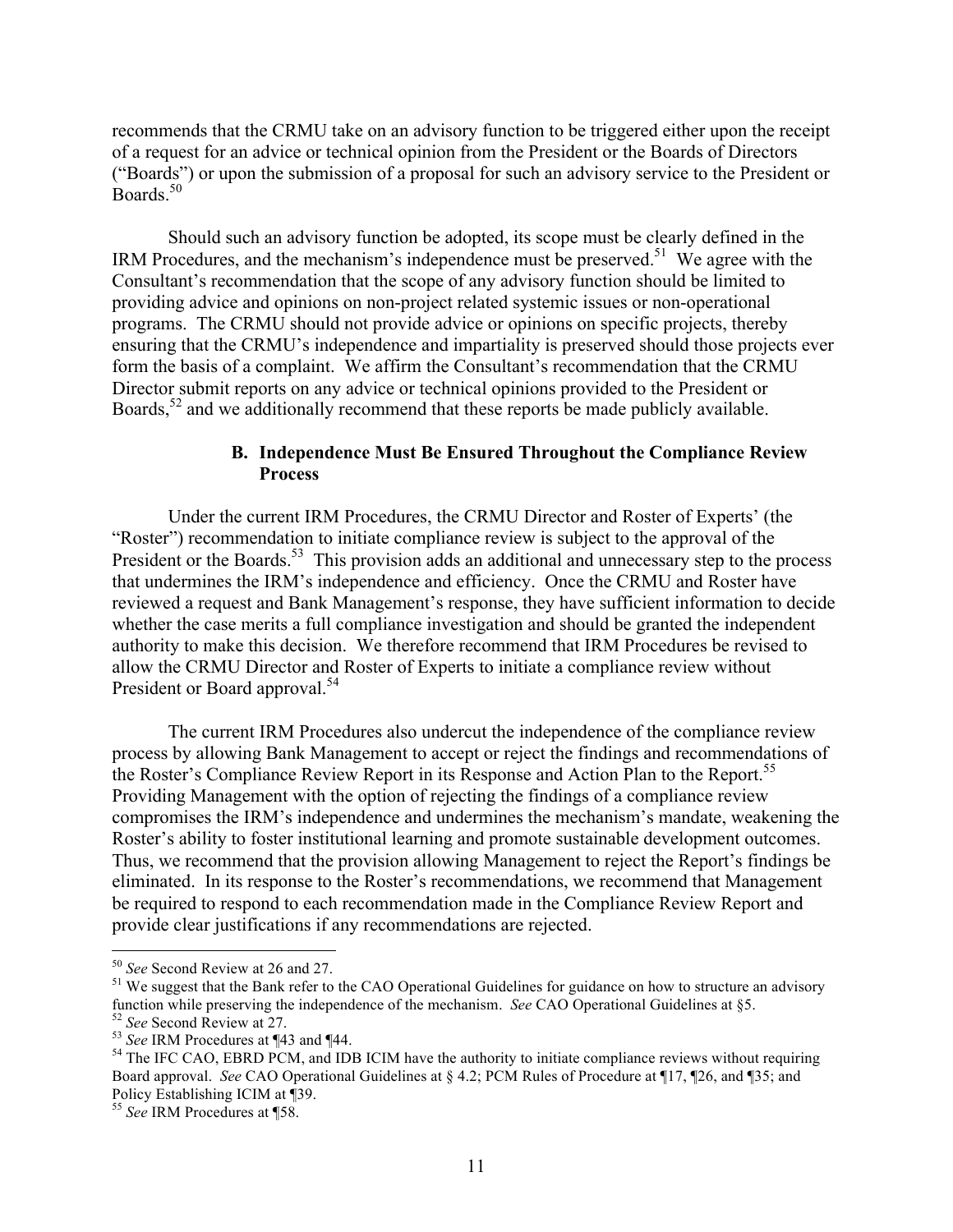recommends that the CRMU take on an advisory function to be triggered either upon the receipt of a request for an advice or technical opinion from the President or the Boards of Directors ("Boards") or upon the submission of a proposal for such an advisory service to the President or Boards.[50]

Should such an advisory function be adopted, its scope must be clearly defined in the IRM Procedures, and the mechanism's independence must be preserved.[51] We agree with the Consultant's recommendation that the scope of any advisory function should be limited to providing advice and opinions on non-project related systemic issues or non-operational programs. The CRMU should not provide advice or opinions on specific projects, thereby ensuring that the CRMU's independence and impartiality is preserved should those projects ever form the basis of a complaint. We affirm the Consultant's recommendation that the CRMU Director submit reports on any advice or technical opinions provided to the President or Boards,[52] and we additionally recommend that these reports be made publicly available.

### B. Independence Must Be Ensured Throughout the Compliance Review Process

Under the current IRM Procedures, the CRMU Director and Roster of Experts' (the "Roster") recommendation to initiate compliance review is subject to the approval of the President or the Boards.[53] This provision adds an additional and unnecessary step to the process that undermines the IRM's independence and efficiency. Once the CRMU and Roster have reviewed a request and Bank Management's response, they have sufficient information to decide whether the case merits a full compliance investigation and should be granted the independent authority to make this decision. We therefore recommend that IRM Procedures be revised to allow the CRMU Director and Roster of Experts to initiate a compliance review without President or Board approval.[54]

The current IRM Procedures also undercut the independence of the compliance review process by allowing Bank Management to accept or reject the findings and recommendations of the Roster's Compliance Review Report in its Response and Action Plan to the Report.[55] Providing Management with the option of rejecting the findings of a compliance review compromises the IRM's independence and undermines the mechanism's mandate, weakening the Roster's ability to foster institutional learning and promote sustainable development outcomes. Thus, we recommend that the provision allowing Management to reject the Report's findings be eliminated. In its response to the Roster's recommendations, we recommend that Management be required to respond to each recommendation made in the Compliance Review Report and provide clear justifications if any recommendations are rejected.

---

[50] *See* Second Review at 26 and 27.

[51] We suggest that the Bank refer to the CAO Operational Guidelines for guidance on how to structure an advisory function while preserving the independence of the mechanism. *See* CAO Operational Guidelines at §5.

[52] *See* Second Review at 27.

[53] *See* IRM Procedures at ¶43 and ¶44.

[54] The IFC CAO, EBRD PCM, and IDB ICIM have the authority to initiate compliance reviews without requiring Board approval. *See* CAO Operational Guidelines at § 4.2; PCM Rules of Procedure at ¶17, ¶26, and ¶35; and Policy Establishing ICIM at ¶39.

[55] *See* IRM Procedures at ¶58.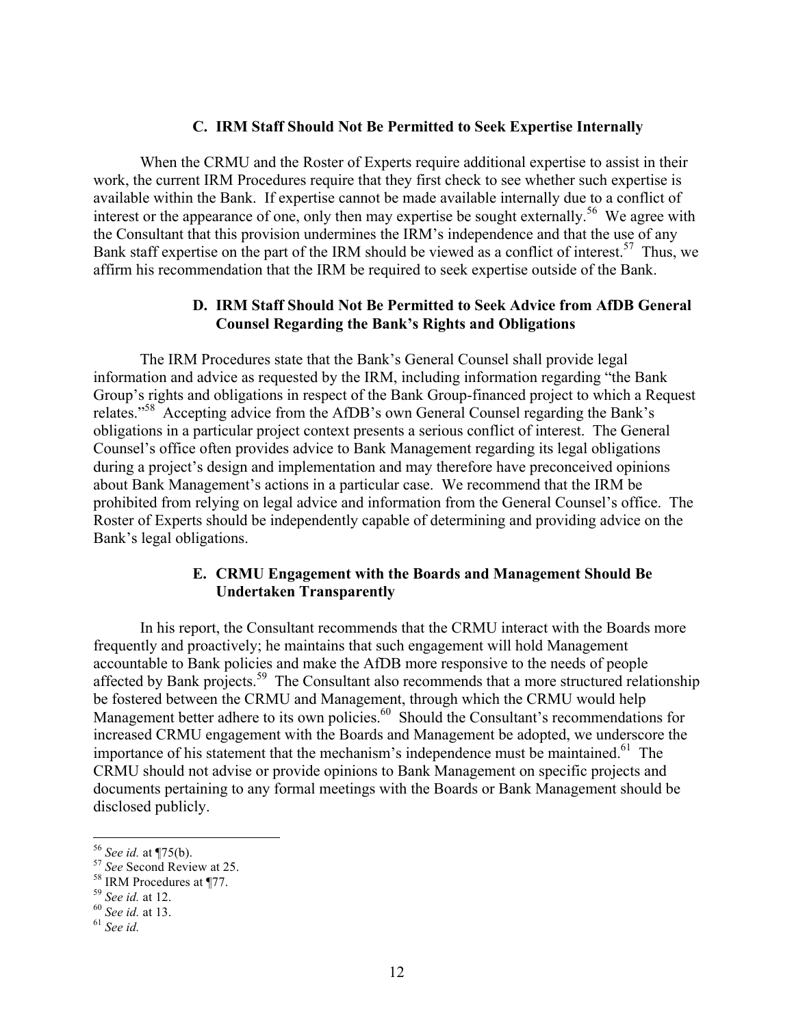### C. IRM Staff Should Not Be Permitted to Seek Expertise Internally

When the CRMU and the Roster of Experts require additional expertise to assist in their work, the current IRM Procedures require that they first check to see whether such expertise is available within the Bank. If expertise cannot be made available internally due to a conflict of interest or the appearance of one, only then may expertise be sought externally.[56] We agree with the Consultant that this provision undermines the IRM's independence and that the use of any Bank staff expertise on the part of the IRM should be viewed as a conflict of interest.[57] Thus, we affirm his recommendation that the IRM be required to seek expertise outside of the Bank.

### D. IRM Staff Should Not Be Permitted to Seek Advice from AfDB General Counsel Regarding the Bank's Rights and Obligations

The IRM Procedures state that the Bank's General Counsel shall provide legal information and advice as requested by the IRM, including information regarding "the Bank Group's rights and obligations in respect of the Bank Group-financed project to which a Request relates."[58] Accepting advice from the AfDB's own General Counsel regarding the Bank's obligations in a particular project context presents a serious conflict of interest. The General Counsel's office often provides advice to Bank Management regarding its legal obligations during a project's design and implementation and may therefore have preconceived opinions about Bank Management's actions in a particular case. We recommend that the IRM be prohibited from relying on legal advice and information from the General Counsel's office. The Roster of Experts should be independently capable of determining and providing advice on the Bank's legal obligations.

### E. CRMU Engagement with the Boards and Management Should Be Undertaken Transparently

In his report, the Consultant recommends that the CRMU interact with the Boards more frequently and proactively; he maintains that such engagement will hold Management accountable to Bank policies and make the AfDB more responsive to the needs of people affected by Bank projects.[59] The Consultant also recommends that a more structured relationship be fostered between the CRMU and Management, through which the CRMU would help Management better adhere to its own policies.[60] Should the Consultant's recommendations for increased CRMU engagement with the Boards and Management be adopted, we underscore the importance of his statement that the mechanism's independence must be maintained.[61] The CRMU should not advise or provide opinions to Bank Management on specific projects and documents pertaining to any formal meetings with the Boards or Bank Management should be disclosed publicly.

---

[56] *See id.* at ¶75(b).
[57] *See* Second Review at 25.
[58] IRM Procedures at ¶77.
[59] *See id.* at 12.
[60] *See id.* at 13.
[61] *See id.*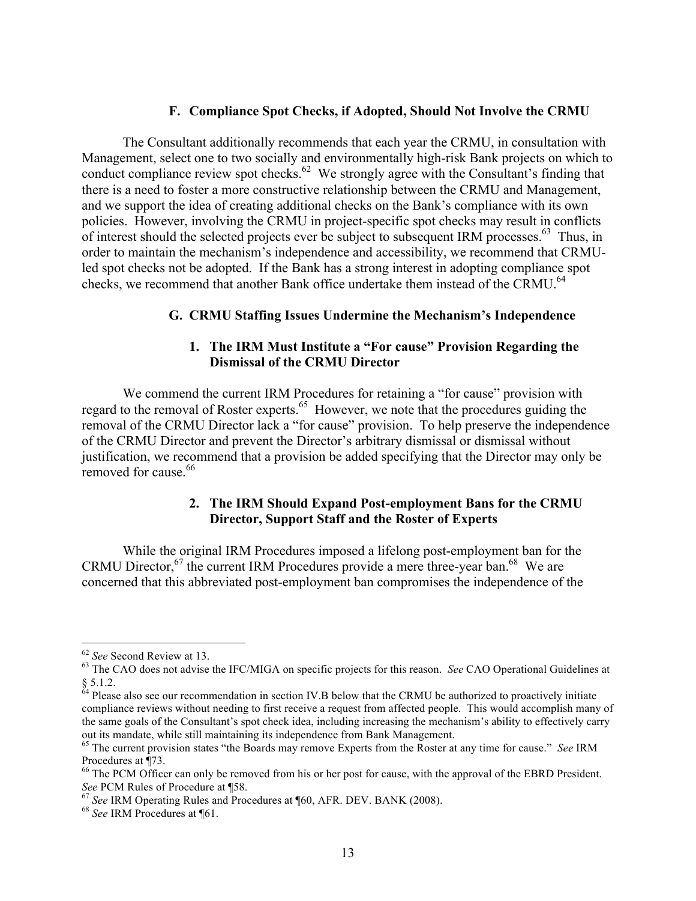### F. Compliance Spot Checks, if Adopted, Should Not Involve the CRMU

The Consultant additionally recommends that each year the CRMU, in consultation with Management, select one to two socially and environmentally high-risk Bank projects on which to conduct compliance review spot checks.[62] We strongly agree with the Consultant's finding that there is a need to foster a more constructive relationship between the CRMU and Management, and we support the idea of creating additional checks on the Bank's compliance with its own policies. However, involving the CRMU in project-specific spot checks may result in conflicts of interest should the selected projects ever be subject to subsequent IRM processes.[63] Thus, in order to maintain the mechanism's independence and accessibility, we recommend that CRMU-led spot checks not be adopted. If the Bank has a strong interest in adopting compliance spot checks, we recommend that another Bank office undertake them instead of the CRMU.[64]

### G. CRMU Staffing Issues Undermine the Mechanism's Independence

#### 1. The IRM Must Institute a "For cause" Provision Regarding the Dismissal of the CRMU Director

We commend the current IRM Procedures for retaining a "for cause" provision with regard to the removal of Roster experts.[65] However, we note that the procedures guiding the removal of the CRMU Director lack a "for cause" provision. To help preserve the independence of the CRMU Director and prevent the Director's arbitrary dismissal or dismissal without justification, we recommend that a provision be added specifying that the Director may only be removed for cause.[66]

#### 2. The IRM Should Expand Post-employment Bans for the CRMU Director, Support Staff and the Roster of Experts

While the original IRM Procedures imposed a lifelong post-employment ban for the CRMU Director,[67] the current IRM Procedures provide a mere three-year ban.[68] We are concerned that this abbreviated post-employment ban compromises the independence of the

---

[62] *See* Second Review at 13.

[63] The CAO does not advise the IFC/MIGA on specific projects for this reason. *See* CAO Operational Guidelines at § 5.1.2.

[64] Please also see our recommendation in section IV.B below that the CRMU be authorized to proactively initiate compliance reviews without needing to first receive a request from affected people. This would accomplish many of the same goals of the Consultant's spot check idea, including increasing the mechanism's ability to effectively carry out its mandate, while still maintaining its independence from Bank Management.

[65] The current provision states "the Boards may remove Experts from the Roster at any time for cause." *See* IRM Procedures at ¶73.

[66] The PCM Officer can only be removed from his or her post for cause, with the approval of the EBRD President. *See* PCM Rules of Procedure at ¶58.

[67] *See* IRM Operating Rules and Procedures at ¶60, AFR. DEV. BANK (2008).

[68] *See* IRM Procedures at ¶61.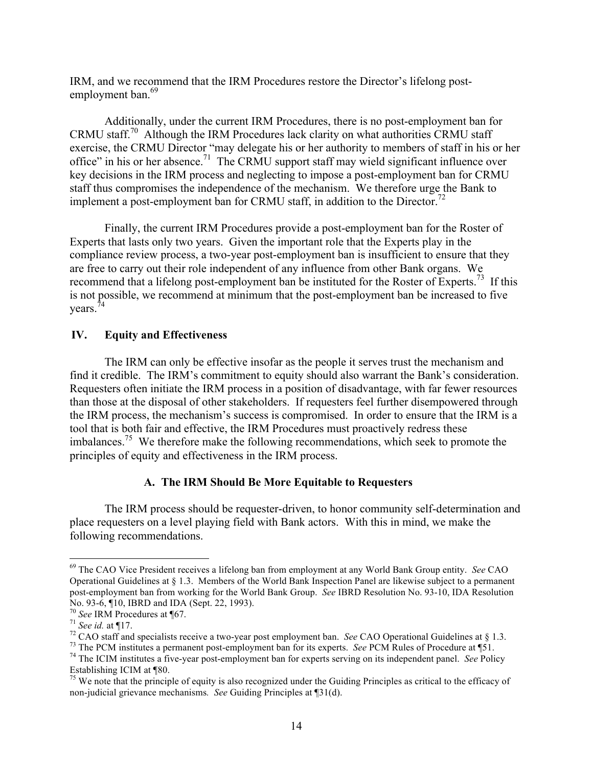IRM, and we recommend that the IRM Procedures restore the Director's lifelong post-employment ban.[69]

Additionally, under the current IRM Procedures, there is no post-employment ban for CRMU staff.[70] Although the IRM Procedures lack clarity on what authorities CRMU staff exercise, the CRMU Director "may delegate his or her authority to members of staff in his or her office" in his or her absence.[71] The CRMU support staff may wield significant influence over key decisions in the IRM process and neglecting to impose a post-employment ban for CRMU staff thus compromises the independence of the mechanism. We therefore urge the Bank to implement a post-employment ban for CRMU staff, in addition to the Director.[72]

Finally, the current IRM Procedures provide a post-employment ban for the Roster of Experts that lasts only two years. Given the important role that the Experts play in the compliance review process, a two-year post-employment ban is insufficient to ensure that they are free to carry out their role independent of any influence from other Bank organs. We recommend that a lifelong post-employment ban be instituted for the Roster of Experts.[73] If this is not possible, we recommend at minimum that the post-employment ban be increased to five years.[74]

## IV. Equity and Effectiveness

The IRM can only be effective insofar as the people it serves trust the mechanism and find it credible. The IRM's commitment to equity should also warrant the Bank's consideration. Requesters often initiate the IRM process in a position of disadvantage, with far fewer resources than those at the disposal of other stakeholders. If requesters feel further disempowered through the IRM process, the mechanism's success is compromised. In order to ensure that the IRM is a tool that is both fair and effective, the IRM Procedures must proactively redress these imbalances.[75] We therefore make the following recommendations, which seek to promote the principles of equity and effectiveness in the IRM process.

### A. The IRM Should Be More Equitable to Requesters

The IRM process should be requester-driven, to honor community self-determination and place requesters on a level playing field with Bank actors. With this in mind, we make the following recommendations.

---

[69] The CAO Vice President receives a lifelong ban from employment at any World Bank Group entity. *See* CAO Operational Guidelines at § 1.3. Members of the World Bank Inspection Panel are likewise subject to a permanent post-employment ban from working for the World Bank Group. *See* IBRD Resolution No. 93-10, IDA Resolution No. 93-6, ¶10, IBRD and IDA (Sept. 22, 1993).

[70] *See* IRM Procedures at ¶67.

[71] *See id.* at ¶17.

[72] CAO staff and specialists receive a two-year post employment ban. *See* CAO Operational Guidelines at § 1.3.

[73] The PCM institutes a permanent post-employment ban for its experts. *See* PCM Rules of Procedure at ¶51.

[74] The ICIM institutes a five-year post-employment ban for experts serving on its independent panel. *See* Policy Establishing ICIM at ¶80.

[75] We note that the principle of equity is also recognized under the Guiding Principles as critical to the efficacy of non-judicial grievance mechanisms. *See* Guiding Principles at ¶31(d).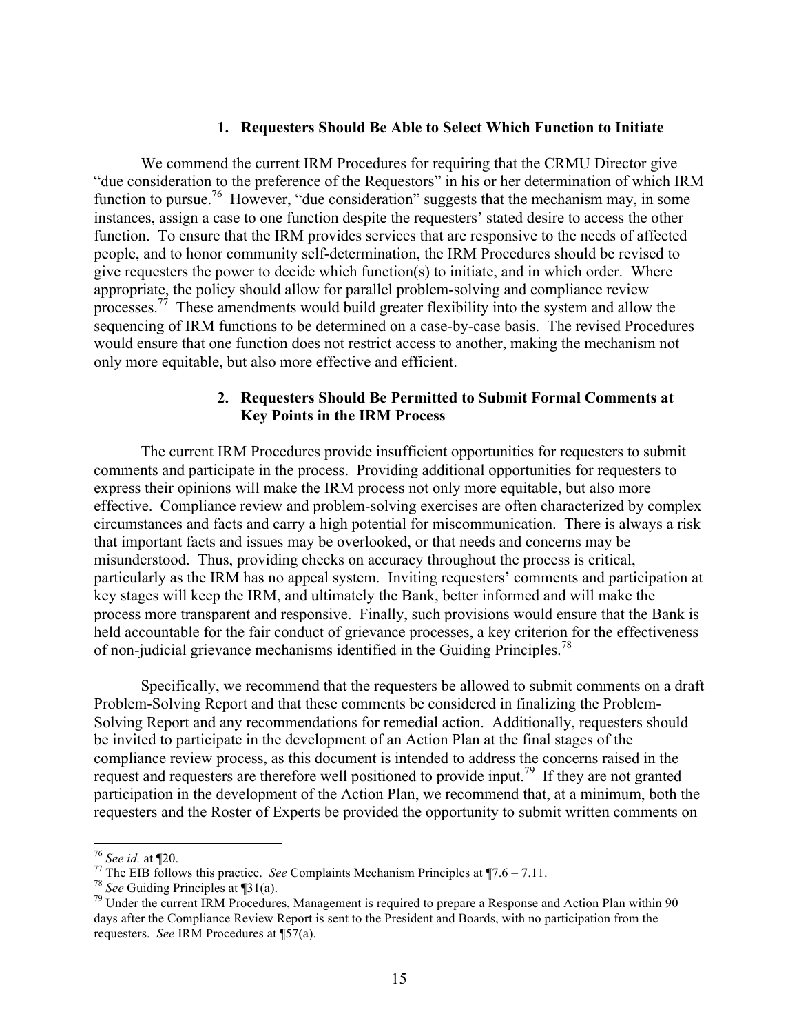### 1. Requesters Should Be Able to Select Which Function to Initiate

We commend the current IRM Procedures for requiring that the CRMU Director give "due consideration to the preference of the Requestors" in his or her determination of which IRM function to pursue.[76] However, "due consideration" suggests that the mechanism may, in some instances, assign a case to one function despite the requesters' stated desire to access the other function. To ensure that the IRM provides services that are responsive to the needs of affected people, and to honor community self-determination, the IRM Procedures should be revised to give requesters the power to decide which function(s) to initiate, and in which order. Where appropriate, the policy should allow for parallel problem-solving and compliance review processes.[77] These amendments would build greater flexibility into the system and allow the sequencing of IRM functions to be determined on a case-by-case basis. The revised Procedures would ensure that one function does not restrict access to another, making the mechanism not only more equitable, but also more effective and efficient.

### 2. Requesters Should Be Permitted to Submit Formal Comments at Key Points in the IRM Process

The current IRM Procedures provide insufficient opportunities for requesters to submit comments and participate in the process. Providing additional opportunities for requesters to express their opinions will make the IRM process not only more equitable, but also more effective. Compliance review and problem-solving exercises are often characterized by complex circumstances and facts and carry a high potential for miscommunication. There is always a risk that important facts and issues may be overlooked, or that needs and concerns may be misunderstood. Thus, providing checks on accuracy throughout the process is critical, particularly as the IRM has no appeal system. Inviting requesters' comments and participation at key stages will keep the IRM, and ultimately the Bank, better informed and will make the process more transparent and responsive. Finally, such provisions would ensure that the Bank is held accountable for the fair conduct of grievance processes, a key criterion for the effectiveness of non-judicial grievance mechanisms identified in the Guiding Principles.[78]

Specifically, we recommend that the requesters be allowed to submit comments on a draft Problem-Solving Report and that these comments be considered in finalizing the Problem-Solving Report and any recommendations for remedial action. Additionally, requesters should be invited to participate in the development of an Action Plan at the final stages of the compliance review process, as this document is intended to address the concerns raised in the request and requesters are therefore well positioned to provide input.[79] If they are not granted participation in the development of the Action Plan, we recommend that, at a minimum, both the requesters and the Roster of Experts be provided the opportunity to submit written comments on

---

[76] *See id.* at ¶20.

[77] The EIB follows this practice. *See* Complaints Mechanism Principles at ¶7.6 – 7.11.

[78] *See* Guiding Principles at ¶31(a).

[79] Under the current IRM Procedures, Management is required to prepare a Response and Action Plan within 90 days after the Compliance Review Report is sent to the President and Boards, with no participation from the requesters. *See* IRM Procedures at ¶57(a).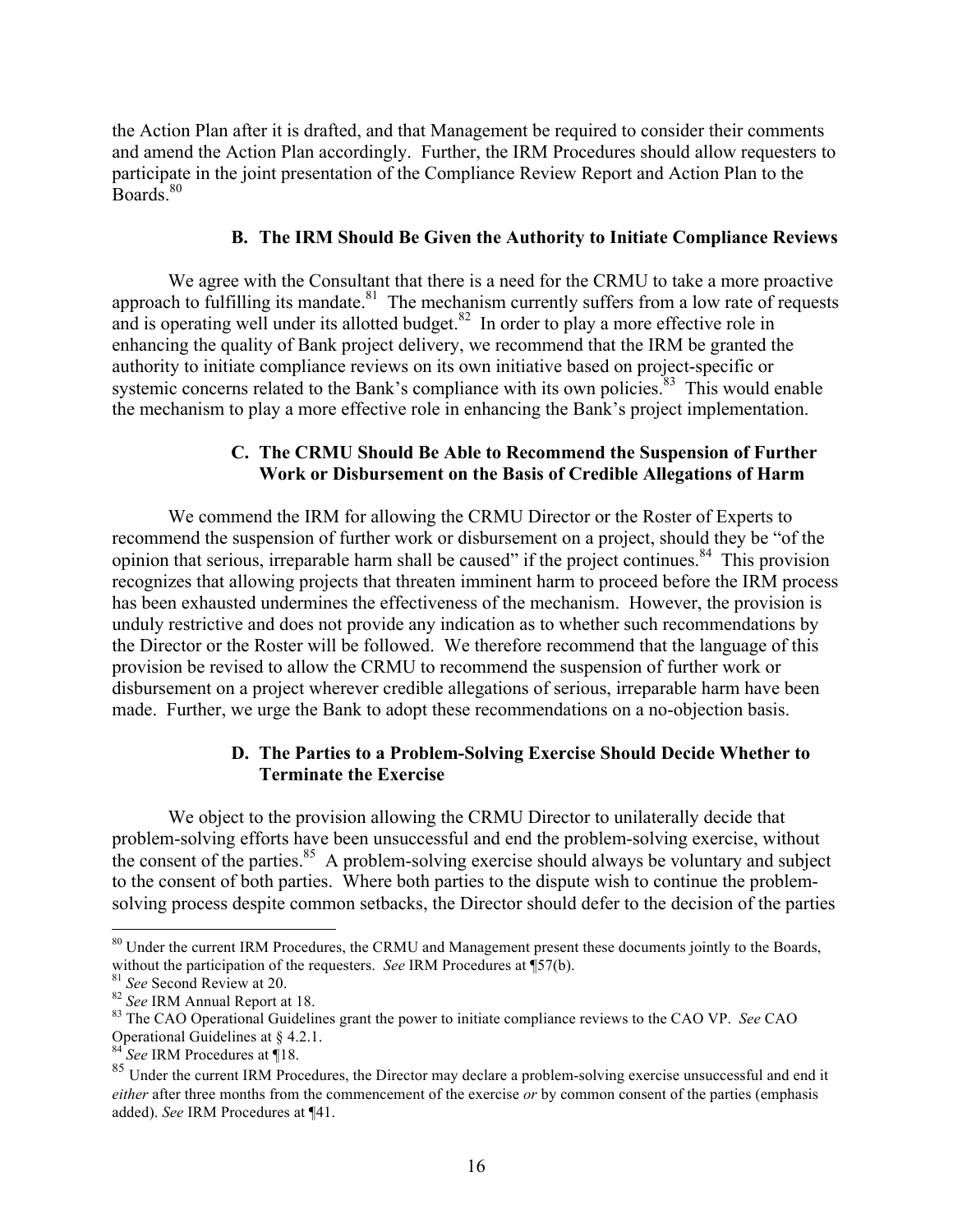the Action Plan after it is drafted, and that Management be required to consider their comments and amend the Action Plan accordingly. Further, the IRM Procedures should allow requesters to participate in the joint presentation of the Compliance Review Report and Action Plan to the Boards.[80]

### B. The IRM Should Be Given the Authority to Initiate Compliance Reviews

We agree with the Consultant that there is a need for the CRMU to take a more proactive approach to fulfilling its mandate.[81] The mechanism currently suffers from a low rate of requests and is operating well under its allotted budget.[82] In order to play a more effective role in enhancing the quality of Bank project delivery, we recommend that the IRM be granted the authority to initiate compliance reviews on its own initiative based on project-specific or systemic concerns related to the Bank's compliance with its own policies.[83] This would enable the mechanism to play a more effective role in enhancing the Bank's project implementation.

### C. The CRMU Should Be Able to Recommend the Suspension of Further Work or Disbursement on the Basis of Credible Allegations of Harm

We commend the IRM for allowing the CRMU Director or the Roster of Experts to recommend the suspension of further work or disbursement on a project, should they be "of the opinion that serious, irreparable harm shall be caused" if the project continues.[84] This provision recognizes that allowing projects that threaten imminent harm to proceed before the IRM process has been exhausted undermines the effectiveness of the mechanism. However, the provision is unduly restrictive and does not provide any indication as to whether such recommendations by the Director or the Roster will be followed. We therefore recommend that the language of this provision be revised to allow the CRMU to recommend the suspension of further work or disbursement on a project wherever credible allegations of serious, irreparable harm have been made. Further, we urge the Bank to adopt these recommendations on a no-objection basis.

### D. The Parties to a Problem-Solving Exercise Should Decide Whether to Terminate the Exercise

We object to the provision allowing the CRMU Director to unilaterally decide that problem-solving efforts have been unsuccessful and end the problem-solving exercise, without the consent of the parties.[85] A problem-solving exercise should always be voluntary and subject to the consent of both parties. Where both parties to the dispute wish to continue the problem-solving process despite common setbacks, the Director should defer to the decision of the parties

---

[80] Under the current IRM Procedures, the CRMU and Management present these documents jointly to the Boards, without the participation of the requesters. *See* IRM Procedures at ¶57(b).

[81] *See* Second Review at 20.

[82] *See* IRM Annual Report at 18.

[83] The CAO Operational Guidelines grant the power to initiate compliance reviews to the CAO VP. *See* CAO Operational Guidelines at § 4.2.1.

[84] *See* IRM Procedures at ¶18.

[85] Under the current IRM Procedures, the Director may declare a problem-solving exercise unsuccessful and end it *either* after three months from the commencement of the exercise *or* by common consent of the parties (emphasis added). *See* IRM Procedures at ¶41.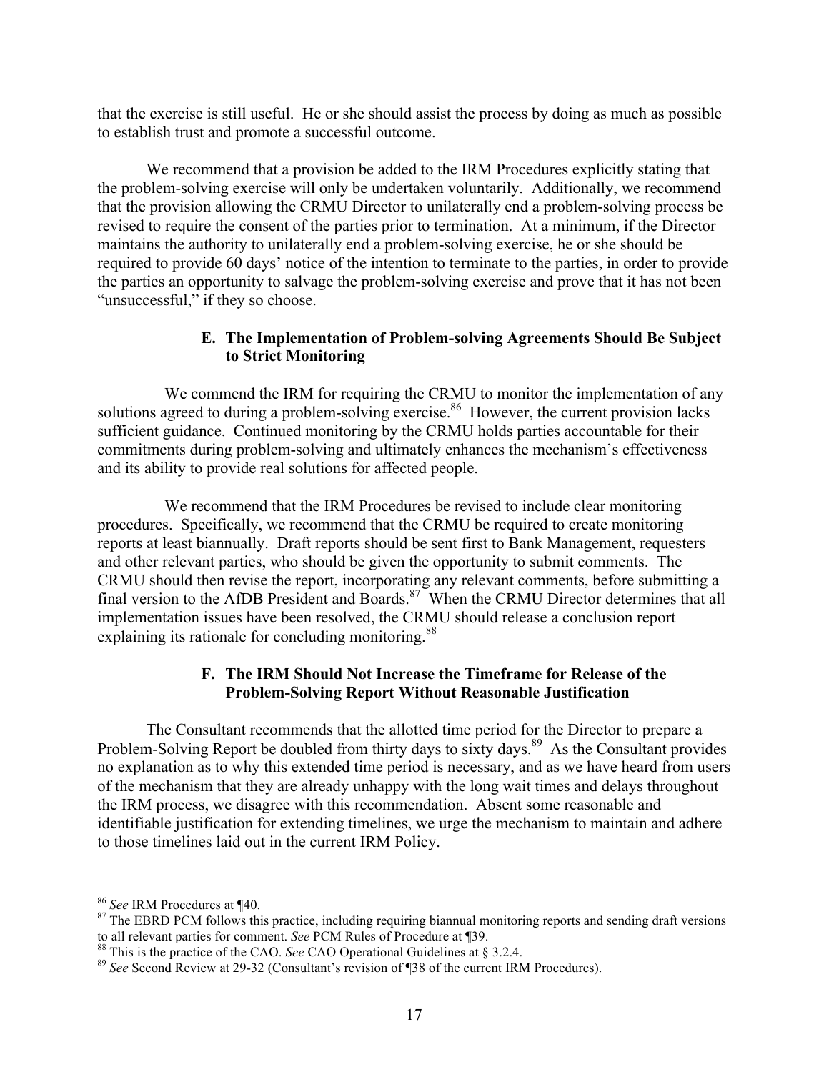that the exercise is still useful. He or she should assist the process by doing as much as possible to establish trust and promote a successful outcome.

We recommend that a provision be added to the IRM Procedures explicitly stating that the problem-solving exercise will only be undertaken voluntarily. Additionally, we recommend that the provision allowing the CRMU Director to unilaterally end a problem-solving process be revised to require the consent of the parties prior to termination. At a minimum, if the Director maintains the authority to unilaterally end a problem-solving exercise, he or she should be required to provide 60 days' notice of the intention to terminate to the parties, in order to provide the parties an opportunity to salvage the problem-solving exercise and prove that it has not been "unsuccessful," if they so choose.

### E. The Implementation of Problem-solving Agreements Should Be Subject to Strict Monitoring

We commend the IRM for requiring the CRMU to monitor the implementation of any solutions agreed to during a problem-solving exercise.[86] However, the current provision lacks sufficient guidance. Continued monitoring by the CRMU holds parties accountable for their commitments during problem-solving and ultimately enhances the mechanism's effectiveness and its ability to provide real solutions for affected people.

We recommend that the IRM Procedures be revised to include clear monitoring procedures. Specifically, we recommend that the CRMU be required to create monitoring reports at least biannually. Draft reports should be sent first to Bank Management, requesters and other relevant parties, who should be given the opportunity to submit comments. The CRMU should then revise the report, incorporating any relevant comments, before submitting a final version to the AfDB President and Boards.[87] When the CRMU Director determines that all implementation issues have been resolved, the CRMU should release a conclusion report explaining its rationale for concluding monitoring.[88]

### F. The IRM Should Not Increase the Timeframe for Release of the Problem-Solving Report Without Reasonable Justification

The Consultant recommends that the allotted time period for the Director to prepare a Problem-Solving Report be doubled from thirty days to sixty days.[89] As the Consultant provides no explanation as to why this extended time period is necessary, and as we have heard from users of the mechanism that they are already unhappy with the long wait times and delays throughout the IRM process, we disagree with this recommendation. Absent some reasonable and identifiable justification for extending timelines, we urge the mechanism to maintain and adhere to those timelines laid out in the current IRM Policy.

---

[86] *See* IRM Procedures at ¶40.

[87] The EBRD PCM follows this practice, including requiring biannual monitoring reports and sending draft versions to all relevant parties for comment. *See* PCM Rules of Procedure at ¶39.

[88] This is the practice of the CAO. *See* CAO Operational Guidelines at § 3.2.4.

[89] *See* Second Review at 29-32 (Consultant's revision of ¶38 of the current IRM Procedures).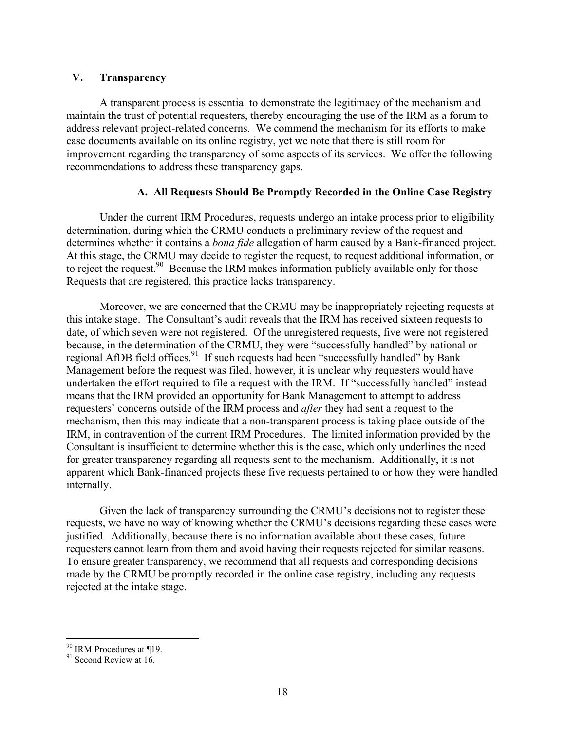## V. Transparency

A transparent process is essential to demonstrate the legitimacy of the mechanism and maintain the trust of potential requesters, thereby encouraging the use of the IRM as a forum to address relevant project-related concerns. We commend the mechanism for its efforts to make case documents available on its online registry, yet we note that there is still room for improvement regarding the transparency of some aspects of its services. We offer the following recommendations to address these transparency gaps.

### A. All Requests Should Be Promptly Recorded in the Online Case Registry

Under the current IRM Procedures, requests undergo an intake process prior to eligibility determination, during which the CRMU conducts a preliminary review of the request and determines whether it contains a *bona fide* allegation of harm caused by a Bank-financed project. At this stage, the CRMU may decide to register the request, to request additional information, or to reject the request.[90] Because the IRM makes information publicly available only for those Requests that are registered, this practice lacks transparency.

Moreover, we are concerned that the CRMU may be inappropriately rejecting requests at this intake stage. The Consultant's audit reveals that the IRM has received sixteen requests to date, of which seven were not registered. Of the unregistered requests, five were not registered because, in the determination of the CRMU, they were "successfully handled" by national or regional AfDB field offices.[91] If such requests had been "successfully handled" by Bank Management before the request was filed, however, it is unclear why requesters would have undertaken the effort required to file a request with the IRM. If "successfully handled" instead means that the IRM provided an opportunity for Bank Management to attempt to address requesters' concerns outside of the IRM process and *after* they had sent a request to the mechanism, then this may indicate that a non-transparent process is taking place outside of the IRM, in contravention of the current IRM Procedures. The limited information provided by the Consultant is insufficient to determine whether this is the case, which only underlines the need for greater transparency regarding all requests sent to the mechanism. Additionally, it is not apparent which Bank-financed projects these five requests pertained to or how they were handled internally.

Given the lack of transparency surrounding the CRMU's decisions not to register these requests, we have no way of knowing whether the CRMU's decisions regarding these cases were justified. Additionally, because there is no information available about these cases, future requesters cannot learn from them and avoid having their requests rejected for similar reasons. To ensure greater transparency, we recommend that all requests and corresponding decisions made by the CRMU be promptly recorded in the online case registry, including any requests rejected at the intake stage.

---

[90] IRM Procedures at ¶19.

[91] Second Review at 16.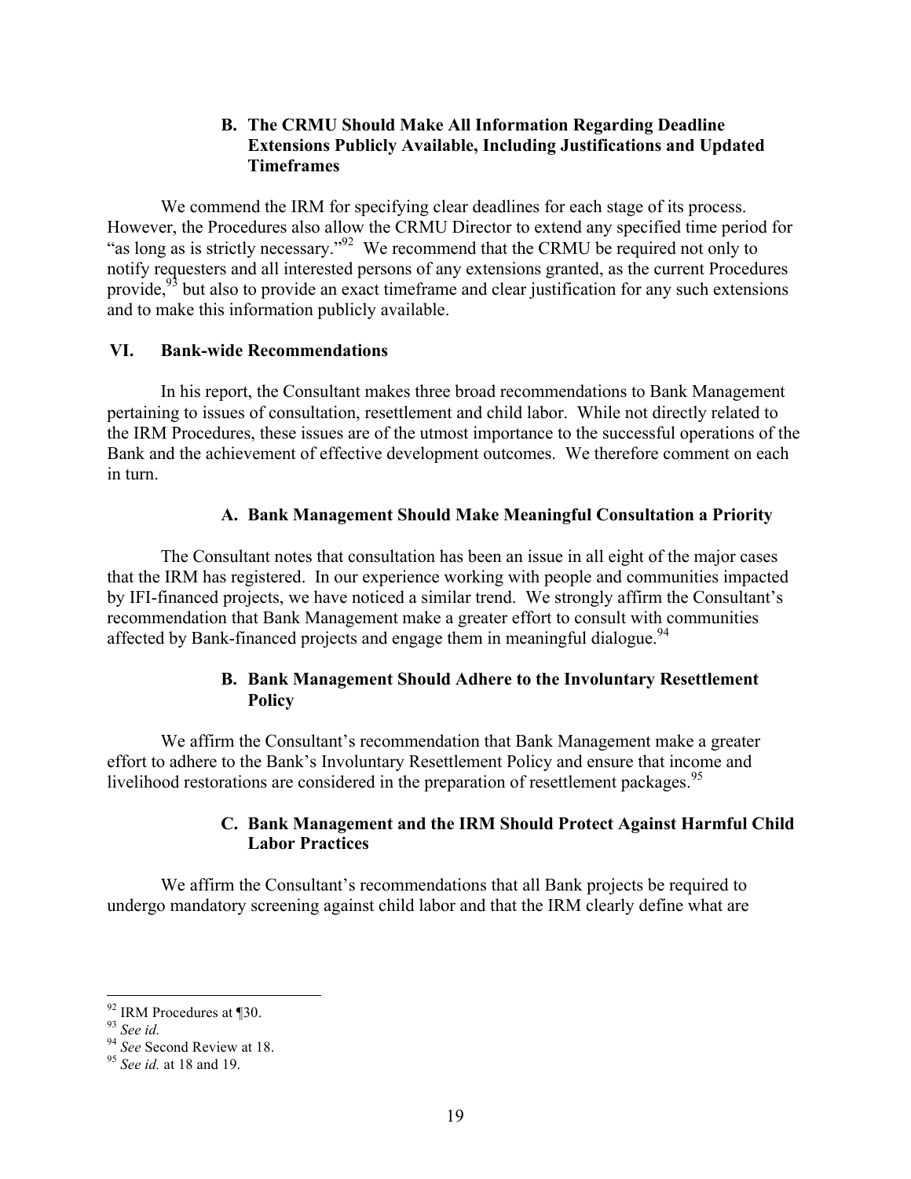### B. The CRMU Should Make All Information Regarding Deadline Extensions Publicly Available, Including Justifications and Updated Timeframes

We commend the IRM for specifying clear deadlines for each stage of its process. However, the Procedures also allow the CRMU Director to extend any specified time period for "as long as is strictly necessary."[92] We recommend that the CRMU be required not only to notify requesters and all interested persons of any extensions granted, as the current Procedures provide,[93] but also to provide an exact timeframe and clear justification for any such extensions and to make this information publicly available.

## VI. Bank-wide Recommendations

In his report, the Consultant makes three broad recommendations to Bank Management pertaining to issues of consultation, resettlement and child labor. While not directly related to the IRM Procedures, these issues are of the utmost importance to the successful operations of the Bank and the achievement of effective development outcomes. We therefore comment on each in turn.

### A. Bank Management Should Make Meaningful Consultation a Priority

The Consultant notes that consultation has been an issue in all eight of the major cases that the IRM has registered. In our experience working with people and communities impacted by IFI-financed projects, we have noticed a similar trend. We strongly affirm the Consultant's recommendation that Bank Management make a greater effort to consult with communities affected by Bank-financed projects and engage them in meaningful dialogue.[94]

### B. Bank Management Should Adhere to the Involuntary Resettlement Policy

We affirm the Consultant's recommendation that Bank Management make a greater effort to adhere to the Bank's Involuntary Resettlement Policy and ensure that income and livelihood restorations are considered in the preparation of resettlement packages.[95]

### C. Bank Management and the IRM Should Protect Against Harmful Child Labor Practices

We affirm the Consultant's recommendations that all Bank projects be required to undergo mandatory screening against child labor and that the IRM clearly define what are

---

[92] IRM Procedures at ¶30.

[93] *See id.*

[94] *See* Second Review at 18.

[95] *See id.* at 18 and 19.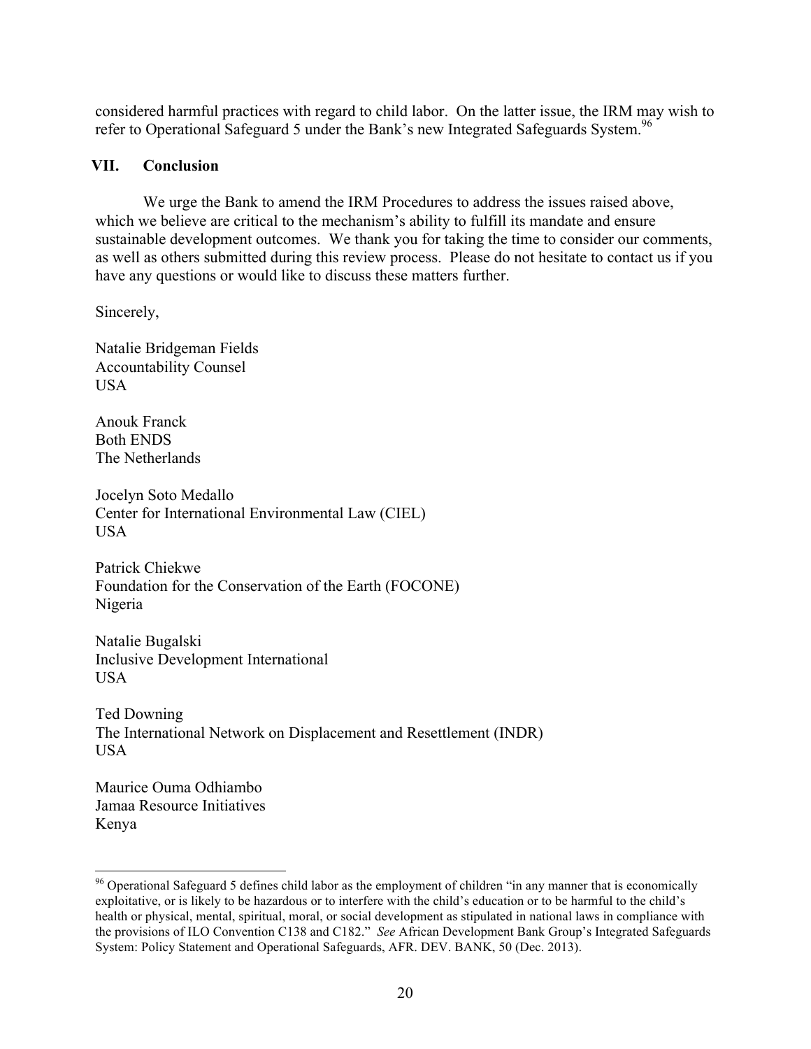considered harmful practices with regard to child labor. On the latter issue, the IRM may wish to refer to Operational Safeguard 5 under the Bank's new Integrated Safeguards System.[96]

## VII. Conclusion

We urge the Bank to amend the IRM Procedures to address the issues raised above, which we believe are critical to the mechanism's ability to fulfill its mandate and ensure sustainable development outcomes. We thank you for taking the time to consider our comments, as well as others submitted during this review process. Please do not hesitate to contact us if you have any questions or would like to discuss these matters further.

Sincerely,

Natalie Bridgeman Fields
Accountability Counsel
USA

Anouk Franck
Both ENDS
The Netherlands

Jocelyn Soto Medallo
Center for International Environmental Law (CIEL)
USA

Patrick Chiekwe
Foundation for the Conservation of the Earth (FOCONE)
Nigeria

Natalie Bugalski
Inclusive Development International
USA

Ted Downing
The International Network on Displacement and Resettlement (INDR)
USA

Maurice Ouma Odhiambo
Jamaa Resource Initiatives
Kenya

---

[96] Operational Safeguard 5 defines child labor as the employment of children "in any manner that is economically exploitative, or is likely to be hazardous or to interfere with the child's education or to be harmful to the child's health or physical, mental, spiritual, moral, or social development as stipulated in national laws in compliance with the provisions of ILO Convention C138 and C182." *See* African Development Bank Group's Integrated Safeguards System: Policy Statement and Operational Safeguards, AFR. DEV. BANK, 50 (Dec. 2013).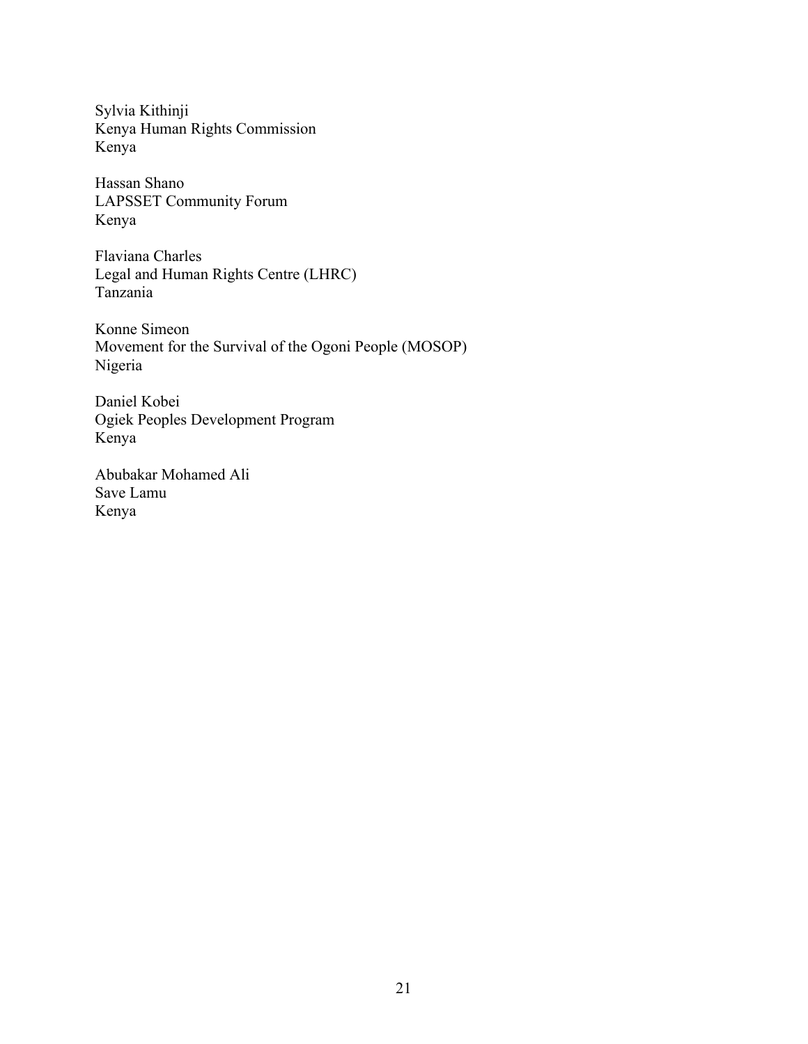Sylvia Kithinji
Kenya Human Rights Commission
Kenya

Hassan Shano
LAPSSET Community Forum
Kenya

Flaviana Charles
Legal and Human Rights Centre (LHRC)
Tanzania

Konne Simeon
Movement for the Survival of the Ogoni People (MOSOP)
Nigeria

Daniel Kobei
Ogiek Peoples Development Program
Kenya

Abubakar Mohamed Ali
Save Lamu
Kenya